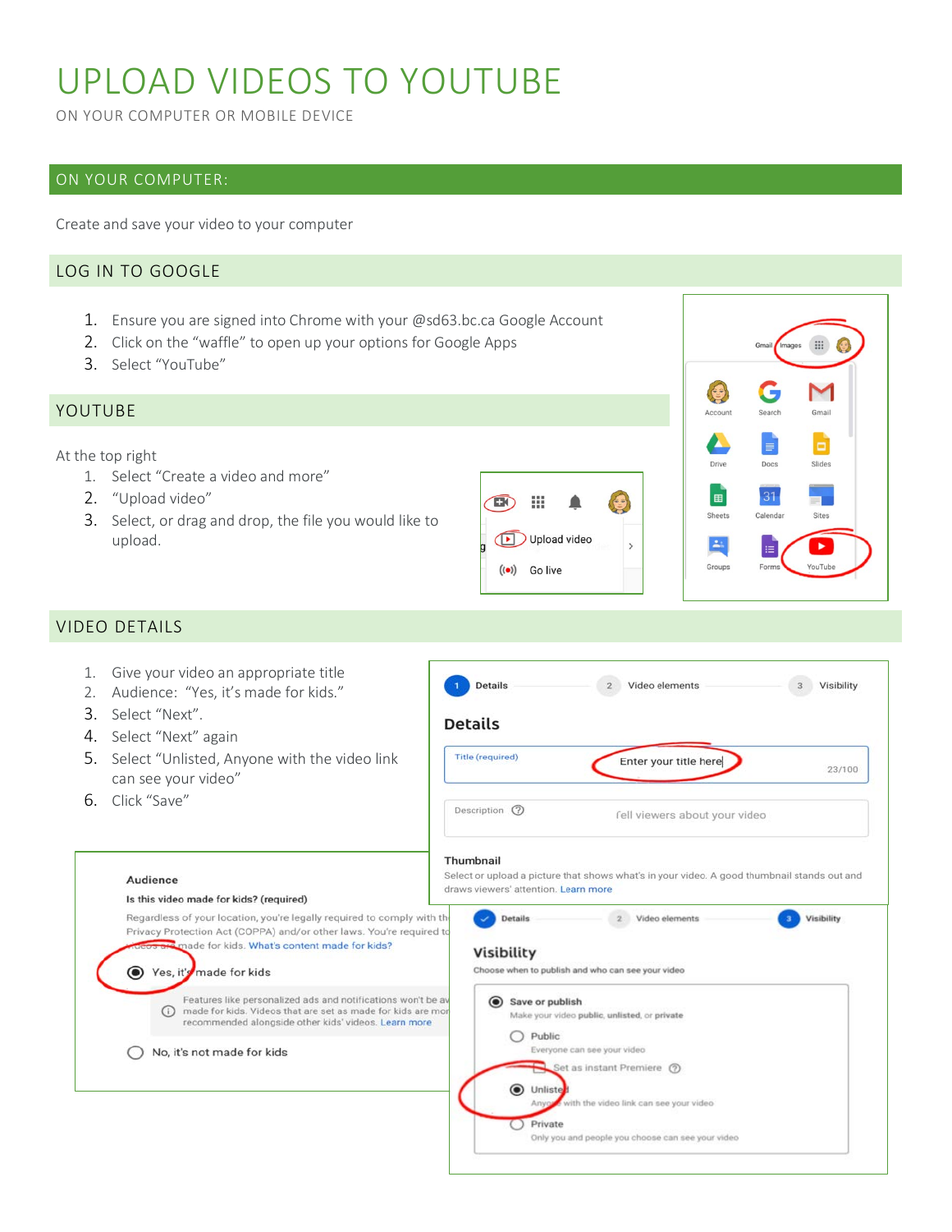# UPLOAD VIDEOS TO YOUTUBE

ON YOUR COMPUTER OR MOBILE DEVICE

## ON YOUR COMPUTER:

Create and save your video to your computer

### LOG IN TO GOOGLE

1. Ensure you are signed into Chrome with your @sd63.bc.ca Google Account
2. Click on the "waffle" to open up your options for Google Apps
3. Select "YouTube"

### YOUTUBE

At the top right

1. Select "Create a video and more"
2. "Upload video"
3. Select, or drag and drop, the file you would like to upload.

### VIDEO DETAILS

1. Give your video an appropriate title
2. Audience: "Yes, it's made for kids."
3. Select "Next".
4. Select "Next" again
5. Select "Unlisted, Anyone with the video link can see your video"
6. Click "Save"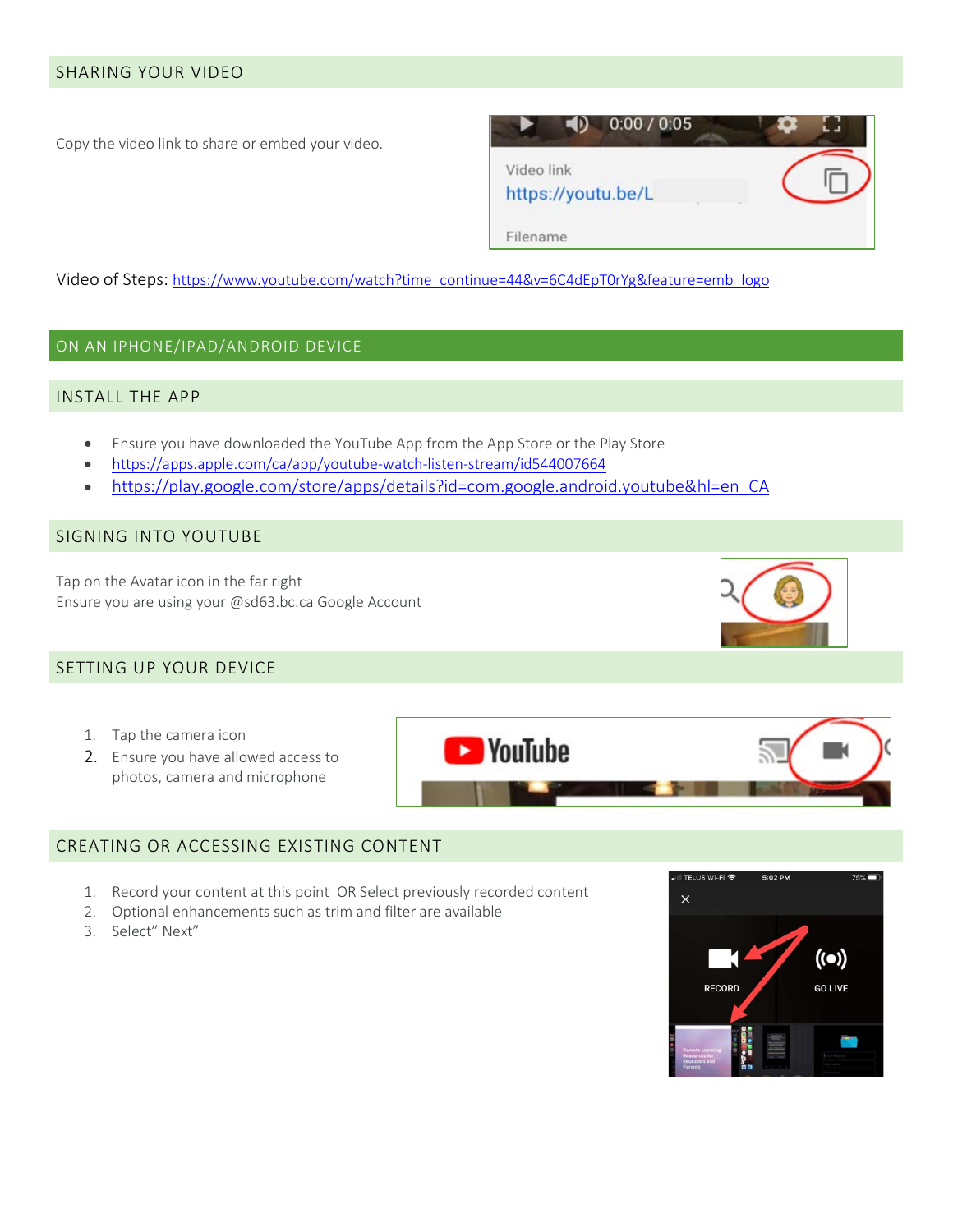## SHARING YOUR VIDEO

Copy the video link to share or embed your video.

Video of Steps: https://www.youtube.com/watch?time_continue=44&v=6C4dEpT0rYg&feature=emb_logo

# ON AN IPHONE/IPAD/ANDROID DEVICE

## INSTALL THE APP

- Ensure you have downloaded the YouTube App from the App Store or the Play Store
- https://apps.apple.com/ca/app/youtube-watch-listen-stream/id544007664
- https://play.google.com/store/apps/details?id=com.google.android.youtube&hl=en_CA

## SIGNING INTO YOUTUBE

Tap on the Avatar icon in the far right
Ensure you are using your @sd63.bc.ca Google Account

## SETTING UP YOUR DEVICE

1. Tap the camera icon
2. Ensure you have allowed access to photos, camera and microphone

## CREATING OR ACCESSING EXISTING CONTENT

1. Record your content at this point OR Select previously recorded content
2. Optional enhancements such as trim and filter are available
3. Select" Next"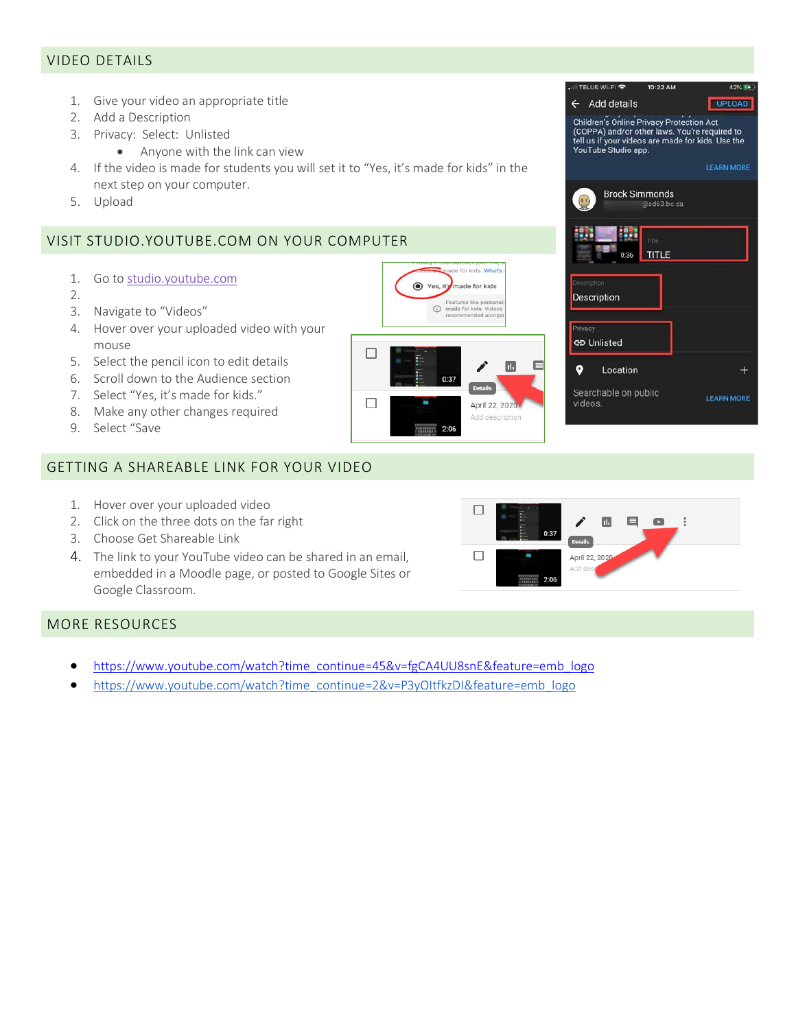## VIDEO DETAILS

1. Give your video an appropriate title
2. Add a Description
3. Privacy: Select: Unlisted
   - Anyone with the link can view
4. If the video is made for students you will set it to "Yes, it's made for kids" in the next step on your computer.
5. Upload

## VISIT STUDIO.YOUTUBE.COM ON YOUR COMPUTER

1. Go to [studio.youtube.com](https://studio.youtube.com)
2. 
3. Navigate to "Videos"
4. Hover over your uploaded video with your mouse
5. Select the pencil icon to edit details
6. Scroll down to the Audience section
7. Select "Yes, it's made for kids."
8. Make any other changes required
9. Select "Save

## GETTING A SHAREABLE LINK FOR YOUR VIDEO

1. Hover over your uploaded video
2. Click on the three dots on the far right
3. Choose Get Shareable Link
4. The link to your YouTube video can be shared in an email, embedded in a Moodle page, or posted to Google Sites or Google Classroom.

## MORE RESOURCES

- [https://www.youtube.com/watch?time_continue=45&v=fgCA4UU8snE&feature=emb_logo](https://www.youtube.com/watch?time_continue=45&v=fgCA4UU8snE&feature=emb_logo)
- [https://www.youtube.com/watch?time_continue=2&v=P3yOltfkzDI&feature=emb_logo](https://www.youtube.com/watch?time_continue=2&v=P3yOltfkzDI&feature=emb_logo)